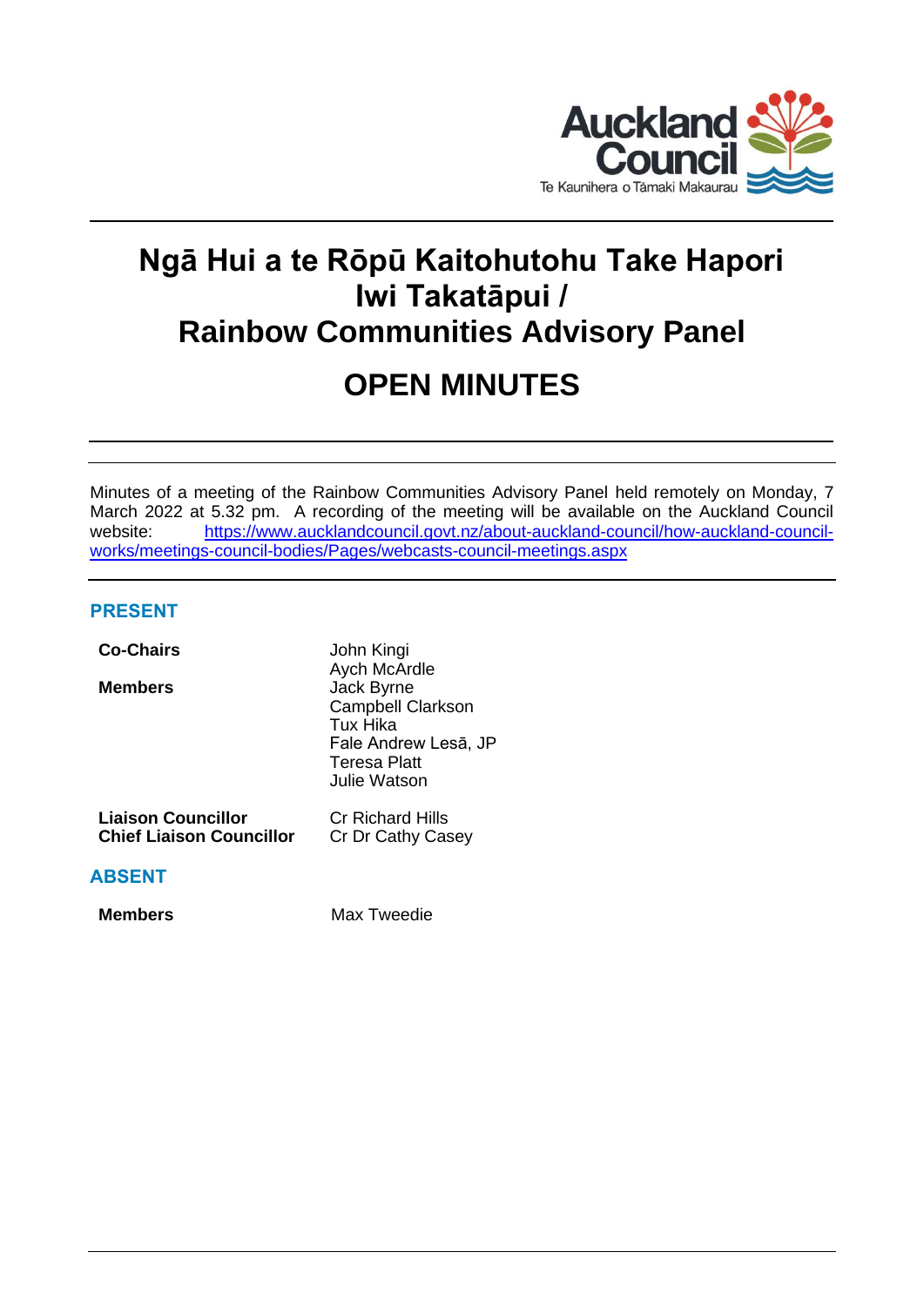# Ngā Hui a te Rōpū Kaitohutohu Take Hapori Iwi Takatāpui / Rainbow Communities Advisory Panel

# OPEN MINUTES

Minutes of a meeting of the Rainbow Communities Advisory Panel held remotely on Monday, 7 March 2022 at 5.32 pm. A recording of the meeting will be available on the Auckland Council website: [https://www.aucklandcouncil.govt.nz/about-auckland-council/how-auckland-council-works/meetings-council-bodies/Pages/webcasts-council-meetings.aspx](https://www.aucklandcouncil.govt.nz/about-auckland-council/how-auckland-council-works/meetings-council-bodies/Pages/webcasts-council-meetings.aspx)

## PRESENT

| | |
|---|---|
| **Co-Chairs** | John Kingi<br>Aych McArdle |
| **Members** | Jack Byrne<br>Campbell Clarkson<br>Tux Hika<br>Fale Andrew Lesā, JP<br>Teresa Platt<br>Julie Watson |
| **Liaison Councillor** | Cr Richard Hills |
| **Chief Liaison Councillor** | Cr Dr Cathy Casey |

## ABSENT

| | |
|---|---|
| **Members** | Max Tweedie |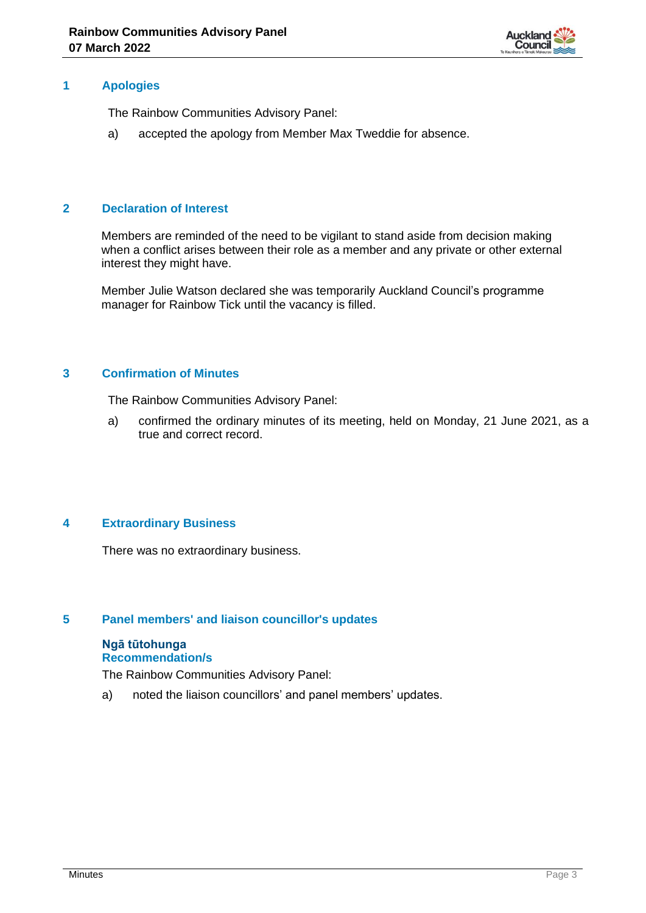## 1 Apologies

The Rainbow Communities Advisory Panel:

a) accepted the apology from Member Max Tweddie for absence.

## 2 Declaration of Interest

Members are reminded of the need to be vigilant to stand aside from decision making when a conflict arises between their role as a member and any private or other external interest they might have.

Member Julie Watson declared she was temporarily Auckland Council's programme manager for Rainbow Tick until the vacancy is filled.

## 3 Confirmation of Minutes

The Rainbow Communities Advisory Panel:

a) confirmed the ordinary minutes of its meeting, held on Monday, 21 June 2021, as a true and correct record.

## 4 Extraordinary Business

There was no extraordinary business.

## 5 Panel members' and liaison councillor's updates

**Ngā tūtohunga**
**Recommendation/s**

The Rainbow Communities Advisory Panel:

a) noted the liaison councillors' and panel members' updates.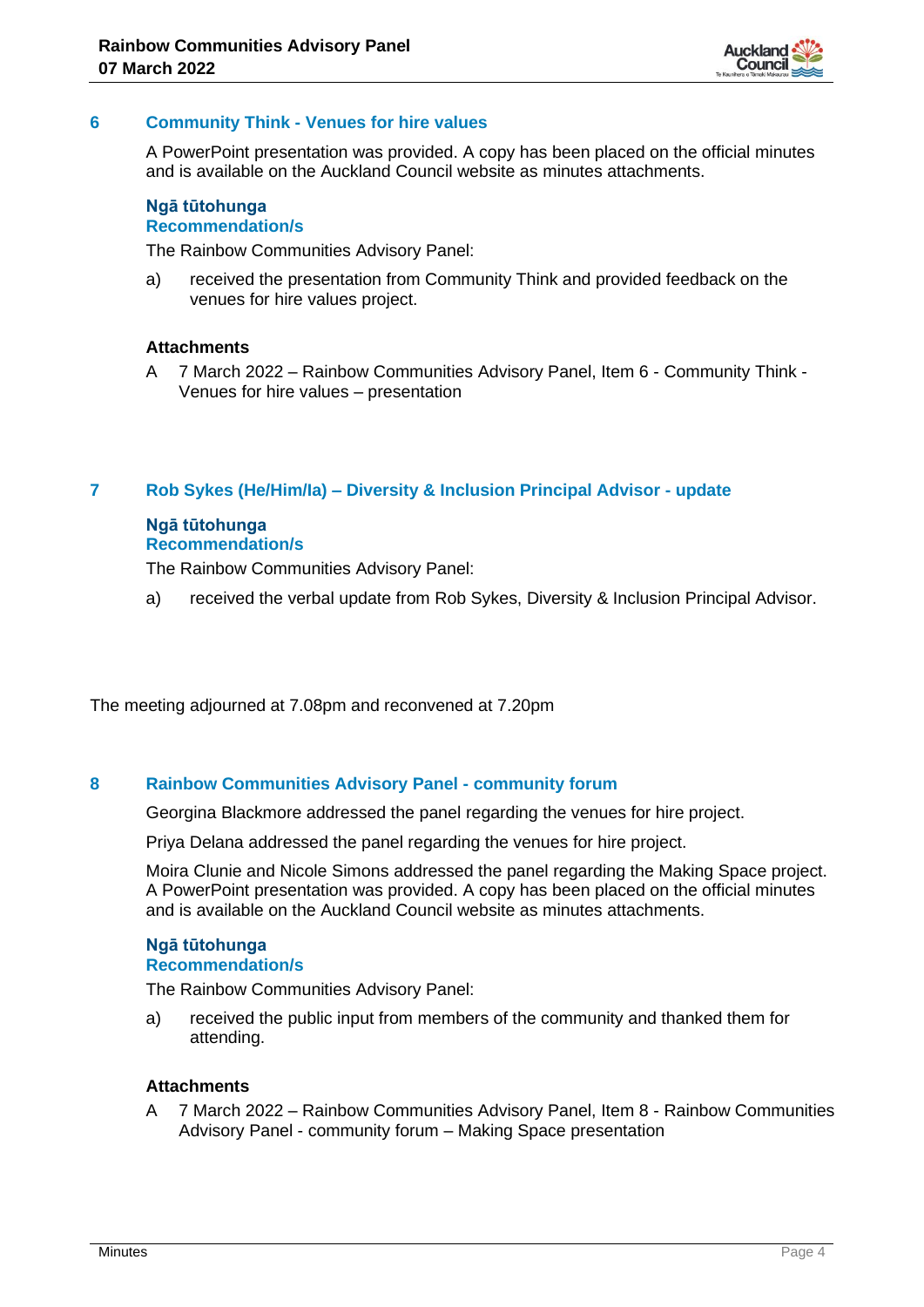## 6 Community Think - Venues for hire values

A PowerPoint presentation was provided. A copy has been placed on the official minutes and is available on the Auckland Council website as minutes attachments.

### Ngā tūtohunga
### Recommendation/s

The Rainbow Communities Advisory Panel:

a) received the presentation from Community Think and provided feedback on the venues for hire values project.

**Attachments**

A 7 March 2022 – Rainbow Communities Advisory Panel, Item 6 - Community Think - Venues for hire values – presentation

## 7 Rob Sykes (He/Him/Ia) – Diversity & Inclusion Principal Advisor - update

### Ngā tūtohunga
### Recommendation/s

The Rainbow Communities Advisory Panel:

a) received the verbal update from Rob Sykes, Diversity & Inclusion Principal Advisor.

The meeting adjourned at 7.08pm and reconvened at 7.20pm

## 8 Rainbow Communities Advisory Panel - community forum

Georgina Blackmore addressed the panel regarding the venues for hire project.

Priya Delana addressed the panel regarding the venues for hire project.

Moira Clunie and Nicole Simons addressed the panel regarding the Making Space project. A PowerPoint presentation was provided. A copy has been placed on the official minutes and is available on the Auckland Council website as minutes attachments.

### Ngā tūtohunga
### Recommendation/s

The Rainbow Communities Advisory Panel:

a) received the public input from members of the community and thanked them for attending.

**Attachments**

A 7 March 2022 – Rainbow Communities Advisory Panel, Item 8 - Rainbow Communities Advisory Panel - community forum – Making Space presentation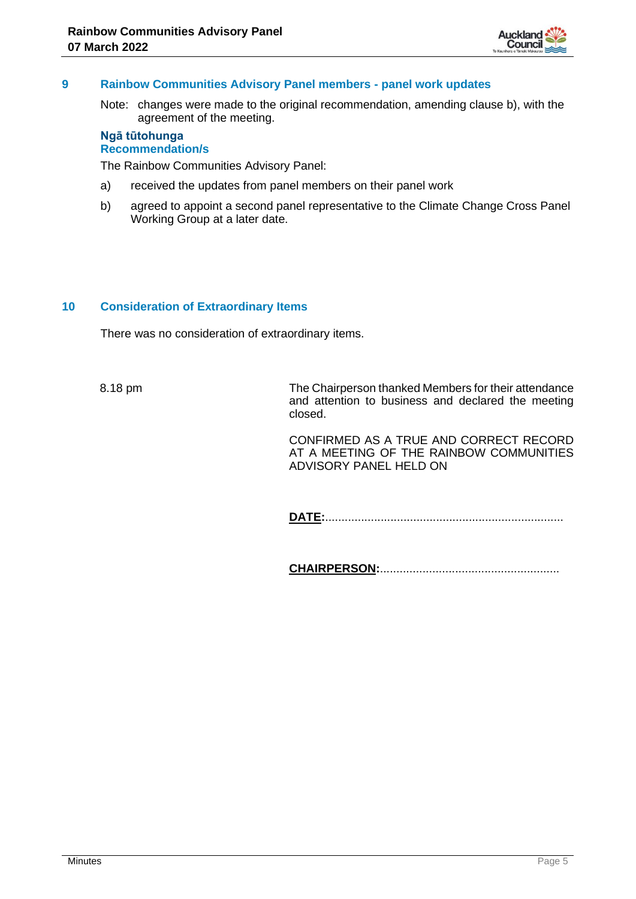## 9 Rainbow Communities Advisory Panel members - panel work updates

Note: changes were made to the original recommendation, amending clause b), with the agreement of the meeting.

### Ngā tūtohunga
### Recommendation/s

The Rainbow Communities Advisory Panel:

a) received the updates from panel members on their panel work

b) agreed to appoint a second panel representative to the Climate Change Cross Panel Working Group at a later date.

## 10 Consideration of Extraordinary Items

There was no consideration of extraordinary items.

8.18 pm

The Chairperson thanked Members for their attendance and attention to business and declared the meeting closed.

CONFIRMED AS A TRUE AND CORRECT RECORD AT A MEETING OF THE RAINBOW COMMUNITIES ADVISORY PANEL HELD ON

**DATE:**.........................................................................

**CHAIRPERSON:**.......................................................